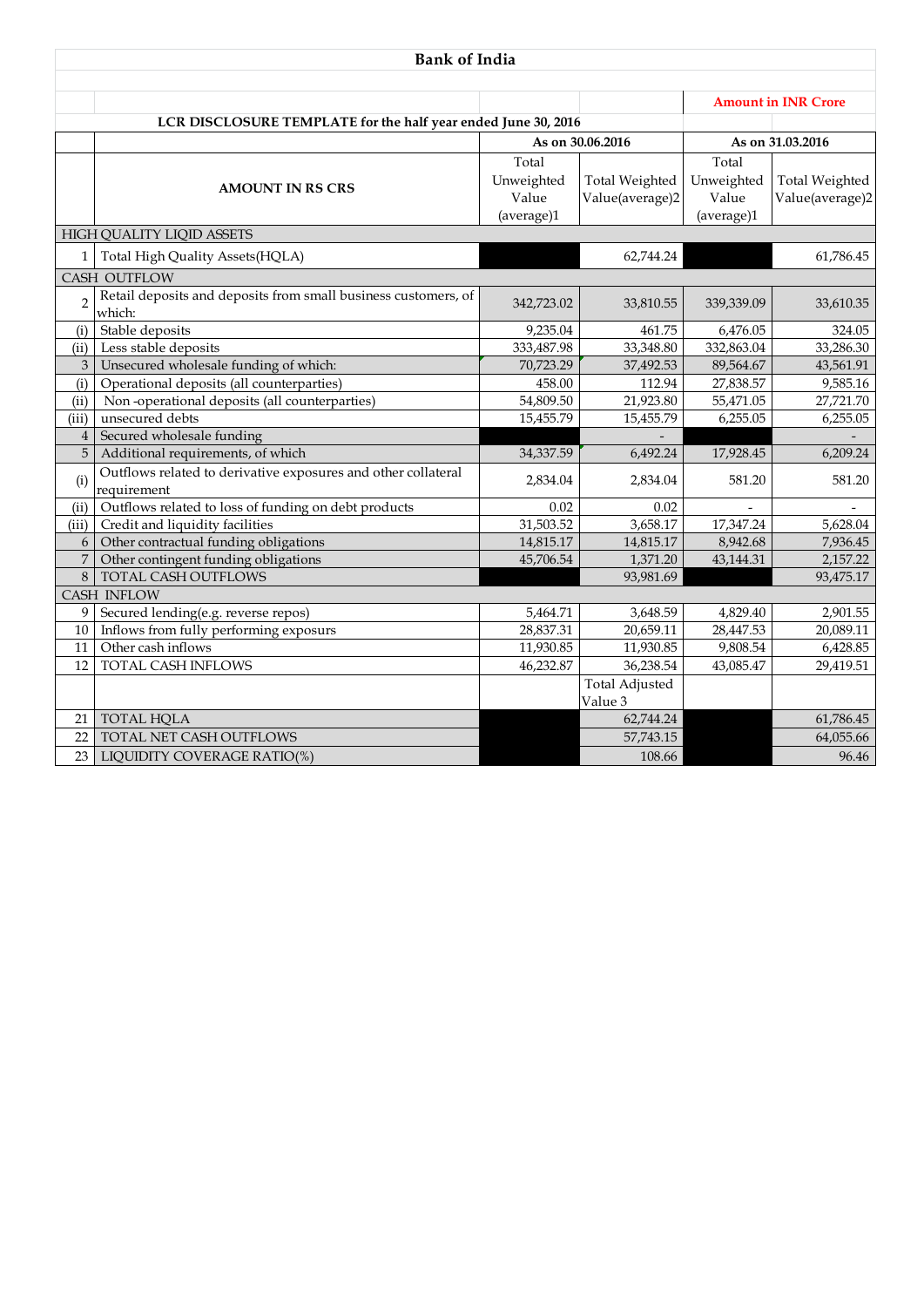# Bank of India

**Amount in INR Crore**

**LCR DISCLOSURE TEMPLATE for the half year ended June 30, 2016**

| | **AMOUNT IN RS CRS** | As on 30.06.2016 | | As on 31.03.2016 | |
|---|---|---|---|---|---|
| | | Total Unweighted Value (average)1 | Total Weighted Value(average)2 | Total Unweighted Value (average)1 | Total Weighted Value(average)2 |
| | HIGH QUALITY LIQID ASSETS | | | | |
| 1 | Total High Quality Assets(HQLA) | | 62,744.24 | | 61,786.45 |
| | CASH OUTFLOW | | | | |
| 2 | Retail deposits and deposits from small business customers, of which: | 342,723.02 | 33,810.55 | 339,339.09 | 33,610.35 |
| (i) | Stable deposits | 9,235.04 | 461.75 | 6,476.05 | 324.05 |
| (ii) | Less stable deposits | 333,487.98 | 33,348.80 | 332,863.04 | 33,286.30 |
| 3 | Unsecured wholesale funding of which: | 70,723.29 | 37,492.53 | 89,564.67 | 43,561.91 |
| (i) | Operational deposits (all counterparties) | 458.00 | 112.94 | 27,838.57 | 9,585.16 |
| (ii) | Non -operational deposits (all counterparties) | 54,809.50 | 21,923.80 | 55,471.05 | 27,721.70 |
| (iii) | unsecured debts | 15,455.79 | 15,455.79 | 6,255.05 | 6,255.05 |
| 4 | Secured wholesale funding | | - | | - |
| 5 | Additional requirements, of which | 34,337.59 | 6,492.24 | 17,928.45 | 6,209.24 |
| (i) | Outflows related to derivative exposures and other collateral requirement | 2,834.04 | 2,834.04 | 581.20 | 581.20 |
| (ii) | Outflows related to loss of funding on debt products | 0.02 | 0.02 | - | - |
| (iii) | Credit and liquidity facilities | 31,503.52 | 3,658.17 | 17,347.24 | 5,628.04 |
| 6 | Other contractual funding obligations | 14,815.17 | 14,815.17 | 8,942.68 | 7,936.45 |
| 7 | Other contingent funding obligations | 45,706.54 | 1,371.20 | 43,144.31 | 2,157.22 |
| 8 | TOTAL CASH OUTFLOWS | | 93,981.69 | | 93,475.17 |
| | CASH INFLOW | | | | |
| 9 | Secured lending(e.g. reverse repos) | 5,464.71 | 3,648.59 | 4,829.40 | 2,901.55 |
| 10 | Inflows from fully performing exposurs | 28,837.31 | 20,659.11 | 28,447.53 | 20,089.11 |
| 11 | Other cash inflows | 11,930.85 | 11,930.85 | 9,808.54 | 6,428.85 |
| 12 | TOTAL CASH INFLOWS | 46,232.87 | 36,238.54 | 43,085.47 | 29,419.51 |
| | | | Total Adjusted Value 3 | | |
| 21 | TOTAL HQLA | | 62,744.24 | | 61,786.45 |
| 22 | TOTAL NET CASH OUTFLOWS | | 57,743.15 | | 64,055.66 |
| 23 | LIQUIDITY COVERAGE RATIO(%) | | 108.66 | | 96.46 |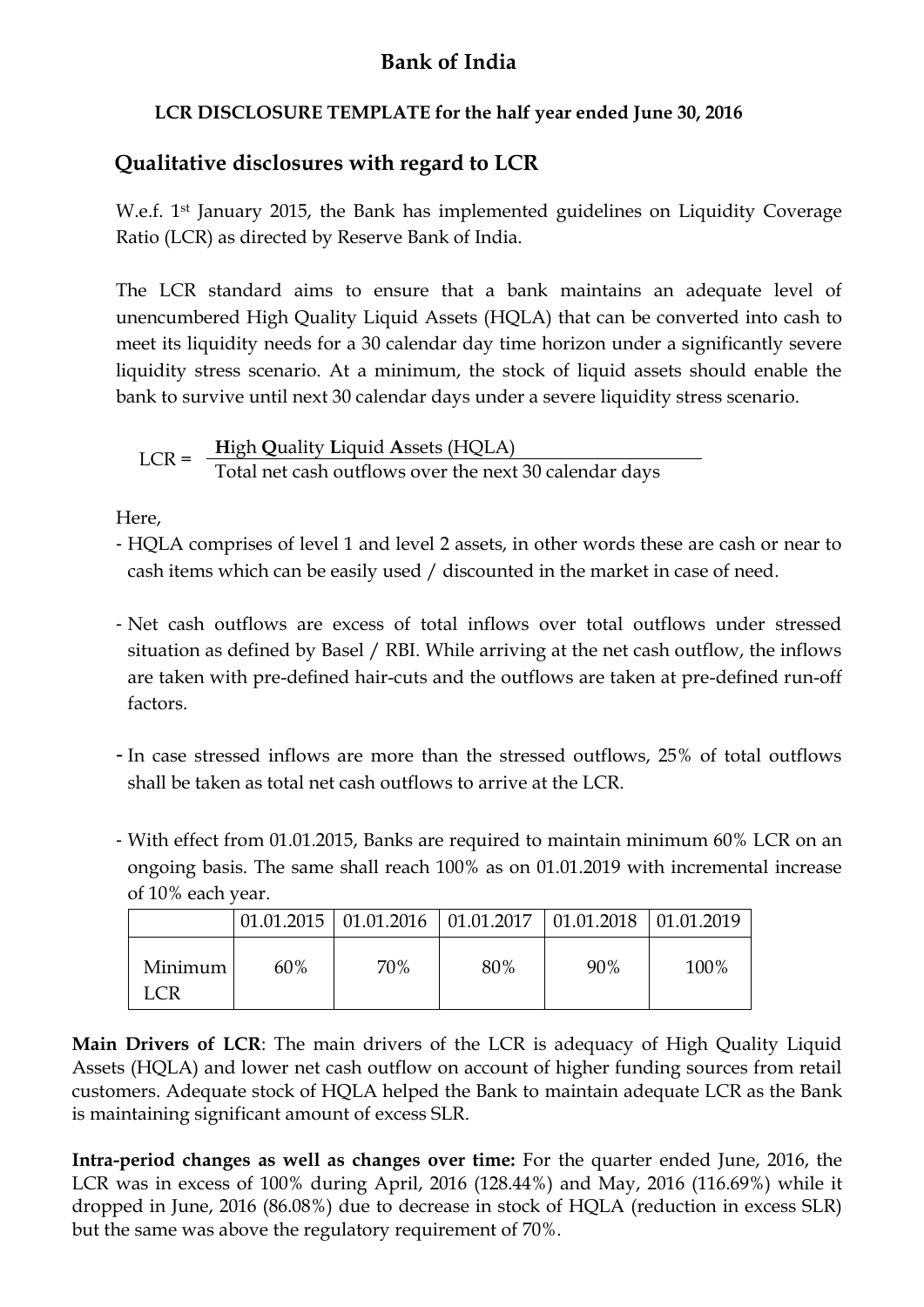# Bank of India

**LCR DISCLOSURE TEMPLATE for the half year ended June 30, 2016**

## Qualitative disclosures with regard to LCR

W.e.f. 1st January 2015, the Bank has implemented guidelines on Liquidity Coverage Ratio (LCR) as directed by Reserve Bank of India.

The LCR standard aims to ensure that a bank maintains an adequate level of unencumbered High Quality Liquid Assets (HQLA) that can be converted into cash to meet its liquidity needs for a 30 calendar day time horizon under a significantly severe liquidity stress scenario. At a minimum, the stock of liquid assets should enable the bank to survive until next 30 calendar days under a severe liquidity stress scenario.

$$LCR = \frac{\textbf{H}\text{igh } \textbf{Q}\text{uality } \textbf{L}\text{iquid } \textbf{A}\text{ssets (HQLA)}}{\text{Total net cash outflows over the next 30 calendar days}}$$

Here,

- HQLA comprises of level 1 and level 2 assets, in other words these are cash or near to cash items which can be easily used / discounted in the market in case of need.

- Net cash outflows are excess of total inflows over total outflows under stressed situation as defined by Basel / RBI. While arriving at the net cash outflow, the inflows are taken with pre-defined hair-cuts and the outflows are taken at pre-defined run-off factors.

- In case stressed inflows are more than the stressed outflows, 25% of total outflows shall be taken as total net cash outflows to arrive at the LCR.

- With effect from 01.01.2015, Banks are required to maintain minimum 60% LCR on an ongoing basis. The same shall reach 100% as on 01.01.2019 with incremental increase of 10% each year.

| | 01.01.2015 | 01.01.2016 | 01.01.2017 | 01.01.2018 | 01.01.2019 |
|---|---|---|---|---|---|
| Minimum LCR | 60% | 70% | 80% | 90% | 100% |

**Main Drivers of LCR**: The main drivers of the LCR is adequacy of High Quality Liquid Assets (HQLA) and lower net cash outflow on account of higher funding sources from retail customers. Adequate stock of HQLA helped the Bank to maintain adequate LCR as the Bank is maintaining significant amount of excess SLR.

**Intra-period changes as well as changes over time:** For the quarter ended June, 2016, the LCR was in excess of 100% during April, 2016 (128.44%) and May, 2016 (116.69%) while it dropped in June, 2016 (86.08%) due to decrease in stock of HQLA (reduction in excess SLR) but the same was above the regulatory requirement of 70%.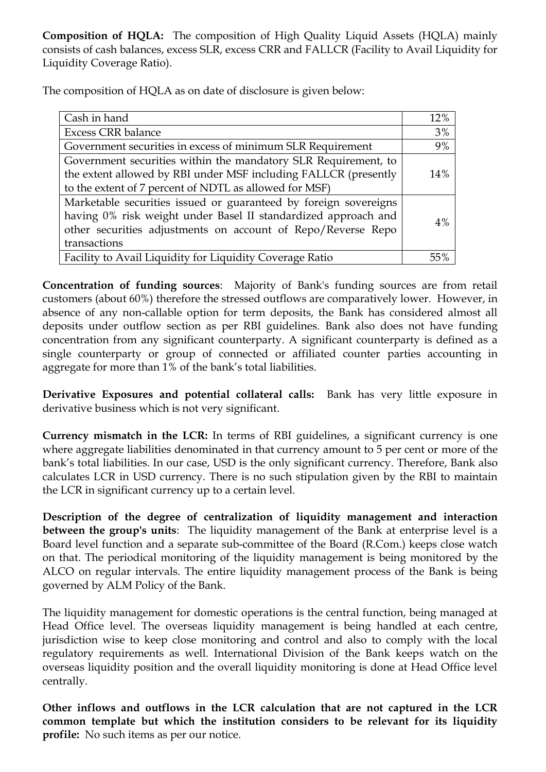**Composition of HQLA:** The composition of High Quality Liquid Assets (HQLA) mainly consists of cash balances, excess SLR, excess CRR and FALLCR (Facility to Avail Liquidity for Liquidity Coverage Ratio).

The composition of HQLA as on date of disclosure is given below:

| | |
|---|---|
| Cash in hand | 12% |
| Excess CRR balance | 3% |
| Government securities in excess of minimum SLR Requirement | 9% |
| Government securities within the mandatory SLR Requirement, to the extent allowed by RBI under MSF including FALLCR (presently to the extent of 7 percent of NDTL as allowed for MSF) | 14% |
| Marketable securities issued or guaranteed by foreign sovereigns having 0% risk weight under Basel II standardized approach and other securities adjustments on account of Repo/Reverse Repo transactions | 4% |
| Facility to Avail Liquidity for Liquidity Coverage Ratio | 55% |

**Concentration of funding sources**: Majority of Bank's funding sources are from retail customers (about 60%) therefore the stressed outflows are comparatively lower. However, in absence of any non-callable option for term deposits, the Bank has considered almost all deposits under outflow section as per RBI guidelines. Bank also does not have funding concentration from any significant counterparty. A significant counterparty is defined as a single counterparty or group of connected or affiliated counter parties accounting in aggregate for more than 1% of the bank's total liabilities.

**Derivative Exposures and potential collateral calls:** Bank has very little exposure in derivative business which is not very significant.

**Currency mismatch in the LCR:** In terms of RBI guidelines, a significant currency is one where aggregate liabilities denominated in that currency amount to 5 per cent or more of the bank's total liabilities. In our case, USD is the only significant currency. Therefore, Bank also calculates LCR in USD currency. There is no such stipulation given by the RBI to maintain the LCR in significant currency up to a certain level.

**Description of the degree of centralization of liquidity management and interaction between the group's units**: The liquidity management of the Bank at enterprise level is a Board level function and a separate sub-committee of the Board (R.Com.) keeps close watch on that. The periodical monitoring of the liquidity management is being monitored by the ALCO on regular intervals. The entire liquidity management process of the Bank is being governed by ALM Policy of the Bank.

The liquidity management for domestic operations is the central function, being managed at Head Office level. The overseas liquidity management is being handled at each centre, jurisdiction wise to keep close monitoring and control and also to comply with the local regulatory requirements as well. International Division of the Bank keeps watch on the overseas liquidity position and the overall liquidity monitoring is done at Head Office level centrally.

**Other inflows and outflows in the LCR calculation that are not captured in the LCR common template but which the institution considers to be relevant for its liquidity profile:** No such items as per our notice.